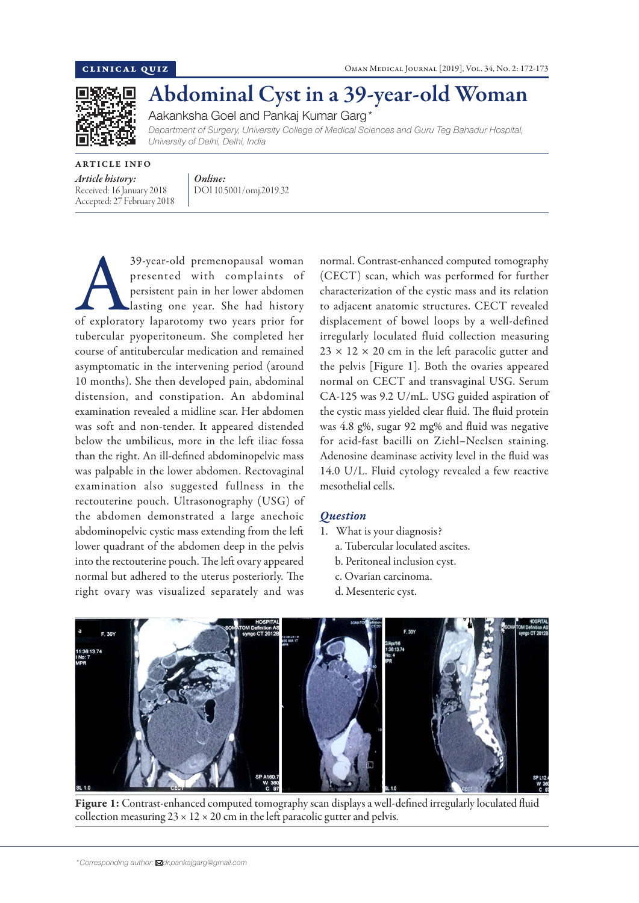CLINICAL QUIZ

# Abdominal Cyst in a 39-year-old Woman

Aakanksha Goel and Pankaj Kumar Garg*

*Department of Surgery, University College of Medical Sciences and Guru Teg Bahadur Hospital, University of Delhi, Delhi, India*

ARTICLE INFO

*Article history:*
Received: 16 January 2018
Accepted: 27 February 2018

*Online:*
DOI 10.5001/omj.2019.32

A 39-year-old premenopausal woman presented with complaints of persistent pain in her lower abdomen lasting one year. She had history of exploratory laparotomy two years prior for tubercular pyoperitoneum. She completed her course of antitubercular medication and remained asymptomatic in the intervening period (around 10 months). She then developed pain, abdominal distension, and constipation. An abdominal examination revealed a midline scar. Her abdomen was soft and non-tender. It appeared distended below the umbilicus, more in the left iliac fossa than the right. An ill-defined abdominopelvic mass was palpable in the lower abdomen. Rectovaginal examination also suggested fullness in the rectouterine pouch. Ultrasonography (USG) of the abdomen demonstrated a large anechoic abdominopelvic cystic mass extending from the left lower quadrant of the abdomen deep in the pelvis into the rectouterine pouch. The left ovary appeared normal but adhered to the uterus posteriorly. The right ovary was visualized separately and was normal. Contrast-enhanced computed tomography (CECT) scan, which was performed for further characterization of the cystic mass and its relation to adjacent anatomic structures. CECT revealed displacement of bowel loops by a well-defined irregularly loculated fluid collection measuring 23 × 12 × 20 cm in the left paracolic gutter and the pelvis [Figure 1]. Both the ovaries appeared normal on CECT and transvaginal USG. Serum CA-125 was 9.2 U/mL. USG guided aspiration of the cystic mass yielded clear fluid. The fluid protein was 4.8 g%, sugar 92 mg% and fluid was negative for acid-fast bacilli on Ziehl–Neelsen staining. Adenosine deaminase activity level in the fluid was 14.0 U/L. Fluid cytology revealed a few reactive mesothelial cells.

## Question

1. What is your diagnosis?
   a. Tubercular loculated ascites.
   b. Peritoneal inclusion cyst.
   c. Ovarian carcinoma.
   d. Mesenteric cyst.

**Figure 1:** Contrast-enhanced computed tomography scan displays a well-defined irregularly loculated fluid collection measuring 23 × 12 × 20 cm in the left paracolic gutter and pelvis.

*Corresponding author: dr.pankajgarg@gmail.com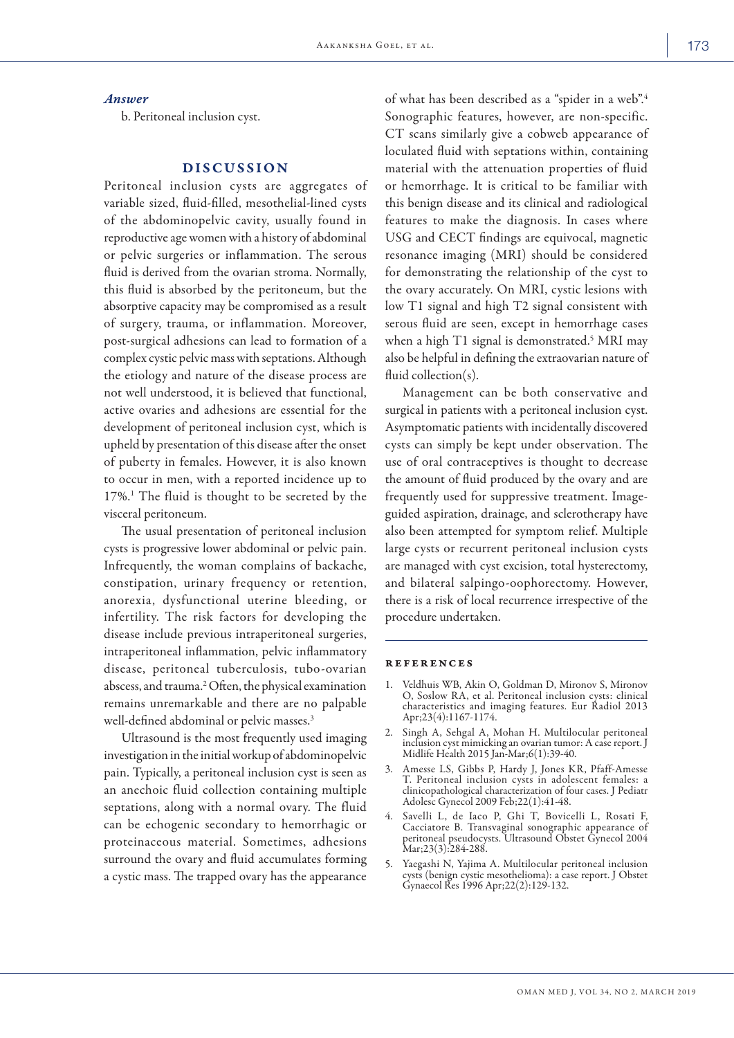### *Answer*

b. Peritoneal inclusion cyst.

## DISCUSSION

Peritoneal inclusion cysts are aggregates of variable sized, fluid-filled, mesothelial-lined cysts of the abdominopelvic cavity, usually found in reproductive age women with a history of abdominal or pelvic surgeries or inflammation. The serous fluid is derived from the ovarian stroma. Normally, this fluid is absorbed by the peritoneum, but the absorptive capacity may be compromised as a result of surgery, trauma, or inflammation. Moreover, post-surgical adhesions can lead to formation of a complex cystic pelvic mass with septations. Although the etiology and nature of the disease process are not well understood, it is believed that functional, active ovaries and adhesions are essential for the development of peritoneal inclusion cyst, which is upheld by presentation of this disease after the onset of puberty in females. However, it is also known to occur in men, with a reported incidence up to 17%.[1] The fluid is thought to be secreted by the visceral peritoneum.

The usual presentation of peritoneal inclusion cysts is progressive lower abdominal or pelvic pain. Infrequently, the woman complains of backache, constipation, urinary frequency or retention, anorexia, dysfunctional uterine bleeding, or infertility. The risk factors for developing the disease include previous intraperitoneal surgeries, intraperitoneal inflammation, pelvic inflammatory disease, peritoneal tuberculosis, tubo-ovarian abscess, and trauma.[2] Often, the physical examination remains unremarkable and there are no palpable well-defined abdominal or pelvic masses.[3]

Ultrasound is the most frequently used imaging investigation in the initial workup of abdominopelvic pain. Typically, a peritoneal inclusion cyst is seen as an anechoic fluid collection containing multiple septations, along with a normal ovary. The fluid can be echogenic secondary to hemorrhagic or proteinaceous material. Sometimes, adhesions surround the ovary and fluid accumulates forming a cystic mass. The trapped ovary has the appearance of what has been described as a "spider in a web".[4] Sonographic features, however, are non-specific. CT scans similarly give a cobweb appearance of loculated fluid with septations within, containing material with the attenuation properties of fluid or hemorrhage. It is critical to be familiar with this benign disease and its clinical and radiological features to make the diagnosis. In cases where USG and CECT findings are equivocal, magnetic resonance imaging (MRI) should be considered for demonstrating the relationship of the cyst to the ovary accurately. On MRI, cystic lesions with low T1 signal and high T2 signal consistent with serous fluid are seen, except in hemorrhage cases when a high T1 signal is demonstrated.[5] MRI may also be helpful in defining the extraovarian nature of fluid collection(s).

Management can be both conservative and surgical in patients with a peritoneal inclusion cyst. Asymptomatic patients with incidentally discovered cysts can simply be kept under observation. The use of oral contraceptives is thought to decrease the amount of fluid produced by the ovary and are frequently used for suppressive treatment. Image-guided aspiration, drainage, and sclerotherapy have also been attempted for symptom relief. Multiple large cysts or recurrent peritoneal inclusion cysts are managed with cyst excision, total hysterectomy, and bilateral salpingo-oophorectomy. However, there is a risk of local recurrence irrespective of the procedure undertaken.

## REFERENCES

1. Veldhuis WB, Akin O, Goldman D, Mironov S, Mironov O, Soslow RA, et al. Peritoneal inclusion cysts: clinical characteristics and imaging features. Eur Radiol 2013 Apr;23(4):1167-1174.
2. Singh A, Sehgal A, Mohan H. Multilocular peritoneal inclusion cyst mimicking an ovarian tumor: A case report. J Midlife Health 2015 Jan-Mar;6(1):39-40.
3. Amesse LS, Gibbs P, Hardy J, Jones KR, Pfaff-Amesse T. Peritoneal inclusion cysts in adolescent females: a clinicopathological characterization of four cases. J Pediatr Adolesc Gynecol 2009 Feb;22(1):41-48.
4. Savelli L, de Iaco P, Ghi T, Bovicelli L, Rosati F, Cacciatore B. Transvaginal sonographic appearance of peritoneal pseudocysts. Ultrasound Obstet Gynecol 2004 Mar;23(3):284-288.
5. Yaegashi N, Yajima A. Multilocular peritoneal inclusion cysts (benign cystic mesothelioma): a case report. J Obstet Gynaecol Res 1996 Apr;22(2):129-132.